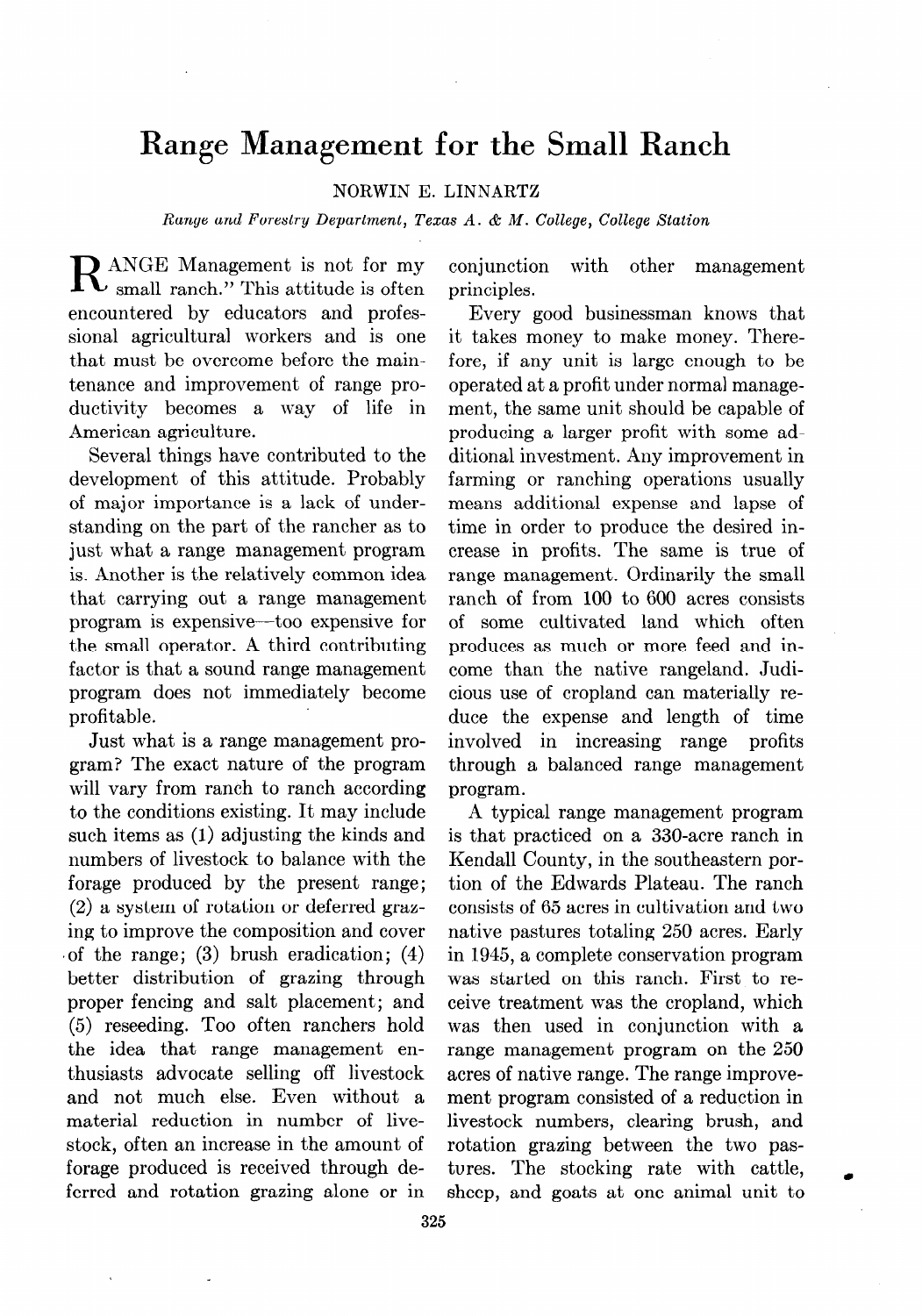# Range Management for the Small Ranch

NORWIN E. LINNARTZ

*Range and Forestry Department, Texas A. & M. College, College Station*

"RANGE Management is not for my small ranch." This attitude is often encountered by educators and professional agricultural workers and is one that must be overcome before the maintenance and improvement of range productivity becomes a way of life in American agriculture.

Several things have contributed to the development of this attitude. Probably of major importance is a lack of understanding on the part of the rancher as to just what a range management program is. Another is the relatively common idea that carrying out a range management program is expensive—too expensive for the small operator. A third contributing factor is that a sound range management program does not immediately become profitable.

Just what is a range management program? The exact nature of the program will vary from ranch to ranch according to the conditions existing. It may include such items as (1) adjusting the kinds and numbers of livestock to balance with the forage produced by the present range; (2) a system of rotation or deferred grazing to improve the composition and cover of the range; (3) brush eradication; (4) better distribution of grazing through proper fencing and salt placement; and (5) reseeding. Too often ranchers hold the idea that range management enthusiasts advocate selling off livestock and not much else. Even without a material reduction in number of livestock, often an increase in the amount of forage produced is received through deferred and rotation grazing alone or in conjunction with other management principles.

Every good businessman knows that it takes money to make money. Therefore, if any unit is large enough to be operated at a profit under normal management, the same unit should be capable of producing a larger profit with some additional investment. Any improvement in farming or ranching operations usually means additional expense and lapse of time in order to produce the desired increase in profits. The same is true of range management. Ordinarily the small ranch of from 100 to 600 acres consists of some cultivated land which often produces as much or more feed and income than the native rangeland. Judicious use of cropland can materially reduce the expense and length of time involved in increasing range profits through a balanced range management program.

A typical range management program is that practiced on a 330-acre ranch in Kendall County, in the southeastern portion of the Edwards Plateau. The ranch consists of 65 acres in cultivation and two native pastures totaling 250 acres. Early in 1945, a complete conservation program was started on this ranch. First to receive treatment was the cropland, which was then used in conjunction with a range management program on the 250 acres of native range. The range improvement program consisted of a reduction in livestock numbers, clearing brush, and rotation grazing between the two pastures. The stocking rate with cattle, sheep, and goats at one animal unit to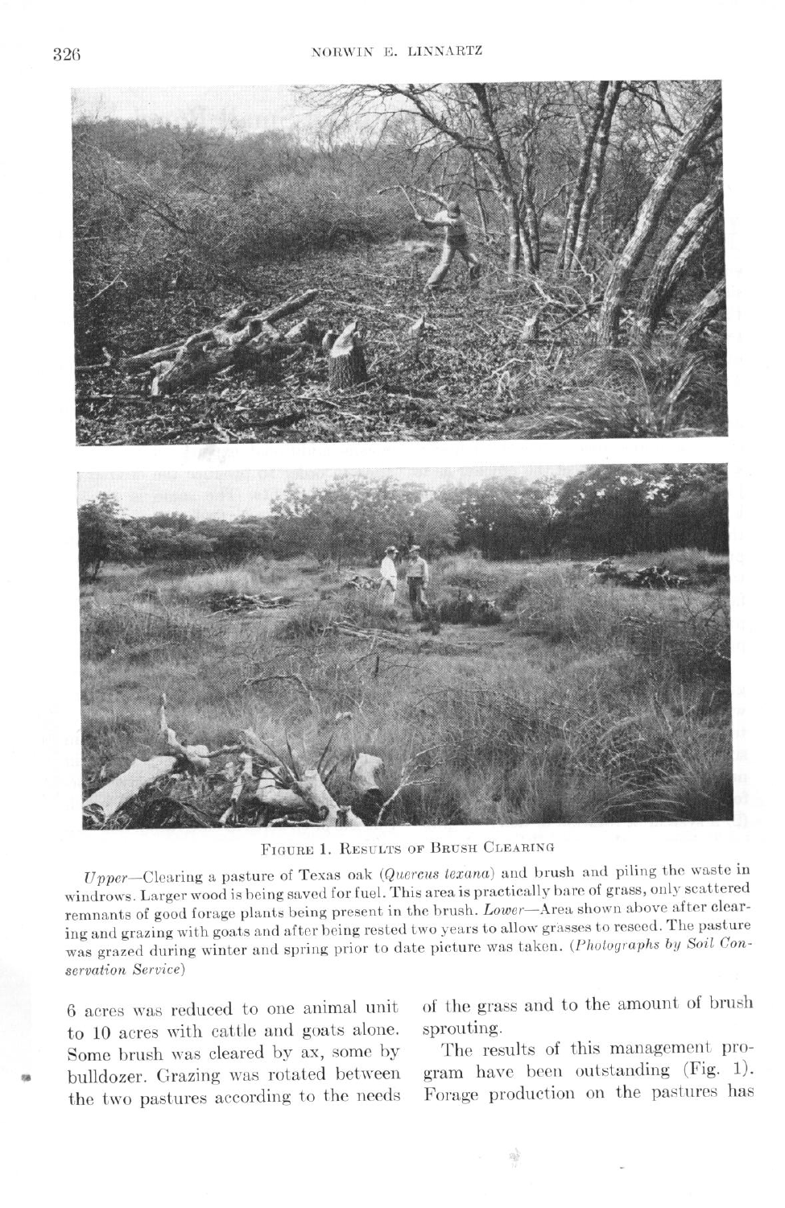FIGURE 1. RESULTS OF BRUSH CLEARING

*Upper*—Clearing a pasture of Texas oak (*Quercus texana*) and brush and piling the waste in windrows. Larger wood is being saved for fuel. This area is practically bare of grass, only scattered remnants of good forage plants being present in the brush. *Lower*—Area shown above after clearing and grazing with goats and after being rested two years to allow grasses to reseed. The pasture was grazed during winter and spring prior to date picture was taken. (*Photographs by Soil Conservation Service*)

6 acres was reduced to one animal unit to 10 acres with cattle and goats alone. Some brush was cleared by ax, some by bulldozer. Grazing was rotated between the two pastures according to the needs of the grass and to the amount of brush sprouting.

The results of this management program have been outstanding (Fig. 1). Forage production on the pastures has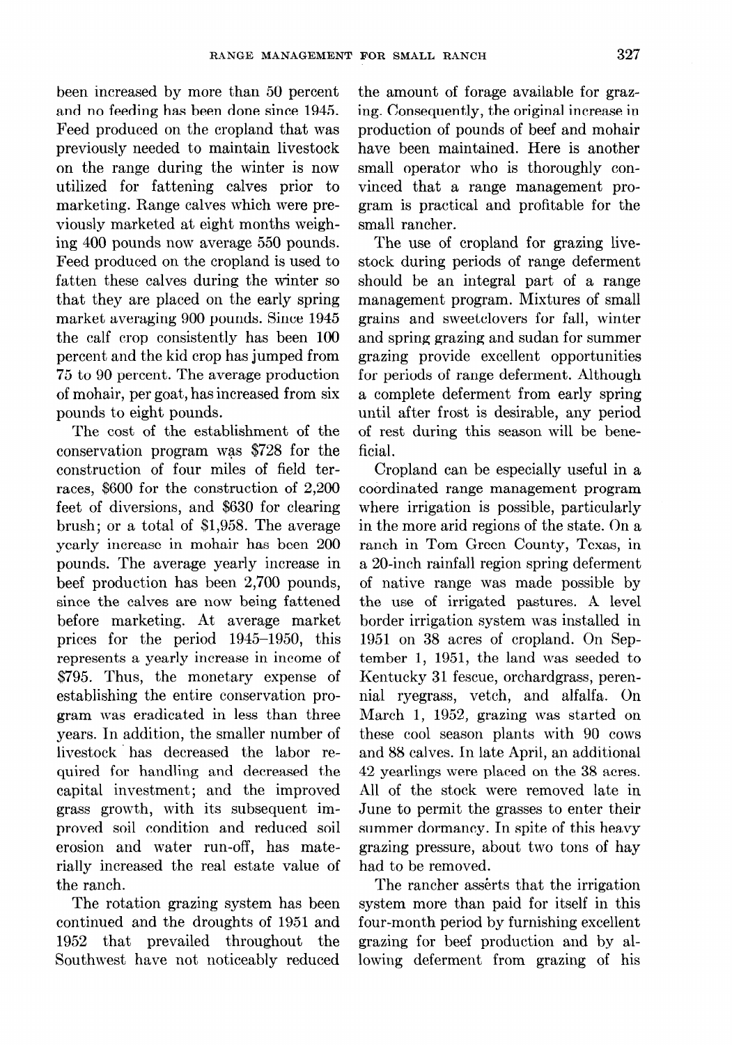been increased by more than 50 percent and no feeding has been done since 1945. Feed produced on the cropland that was previously needed to maintain livestock on the range during the winter is now utilized for fattening calves prior to marketing. Range calves which were previously marketed at eight months weighing 400 pounds now average 550 pounds. Feed produced on the cropland is used to fatten these calves during the winter so that they are placed on the early spring market averaging 900 pounds. Since 1945 the calf crop consistently has been 100 percent and the kid crop has jumped from 75 to 90 percent. The average production of mohair, per goat, has increased from six pounds to eight pounds.

The cost of the establishment of the conservation program was $728 for the construction of four miles of field terraces, $600 for the construction of 2,200 feet of diversions, and $630 for clearing brush; or a total of $1,958. The average yearly increase in mohair has been 200 pounds. The average yearly increase in beef production has been 2,700 pounds, since the calves are now being fattened before marketing. At average market prices for the period 1945–1950, this represents a yearly increase in income of $795. Thus, the monetary expense of establishing the entire conservation program was eradicated in less than three years. In addition, the smaller number of livestock has decreased the labor required for handling and decreased the capital investment; and the improved grass growth, with its subsequent improved soil condition and reduced soil erosion and water run-off, has materially increased the real estate value of the ranch.

The rotation grazing system has been continued and the droughts of 1951 and 1952 that prevailed throughout the Southwest have not noticeably reduced the amount of forage available for grazing. Consequently, the original increase in production of pounds of beef and mohair have been maintained. Here is another small operator who is thoroughly convinced that a range management program is practical and profitable for the small rancher.

The use of cropland for grazing livestock during periods of range deferment should be an integral part of a range management program. Mixtures of small grains and sweetclovers for fall, winter and spring grazing and sudan for summer grazing provide excellent opportunities for periods of range deferment. Although a complete deferment from early spring until after frost is desirable, any period of rest during this season will be beneficial.

Cropland can be especially useful in a coordinated range management program where irrigation is possible, particularly in the more arid regions of the state. On a ranch in Tom Green County, Texas, in a 20-inch rainfall region spring deferment of native range was made possible by the use of irrigated pastures. A level border irrigation system was installed in 1951 on 38 acres of cropland. On September 1, 1951, the land was seeded to Kentucky 31 fescue, orchardgrass, perennial ryegrass, vetch, and alfalfa. On March 1, 1952, grazing was started on these cool season plants with 90 cows and 88 calves. In late April, an additional 42 yearlings were placed on the 38 acres. All of the stock were removed late in June to permit the grasses to enter their summer dormancy. In spite of this heavy grazing pressure, about two tons of hay had to be removed.

The rancher asserts that the irrigation system more than paid for itself in this four-month period by furnishing excellent grazing for beef production and by allowing deferment from grazing of his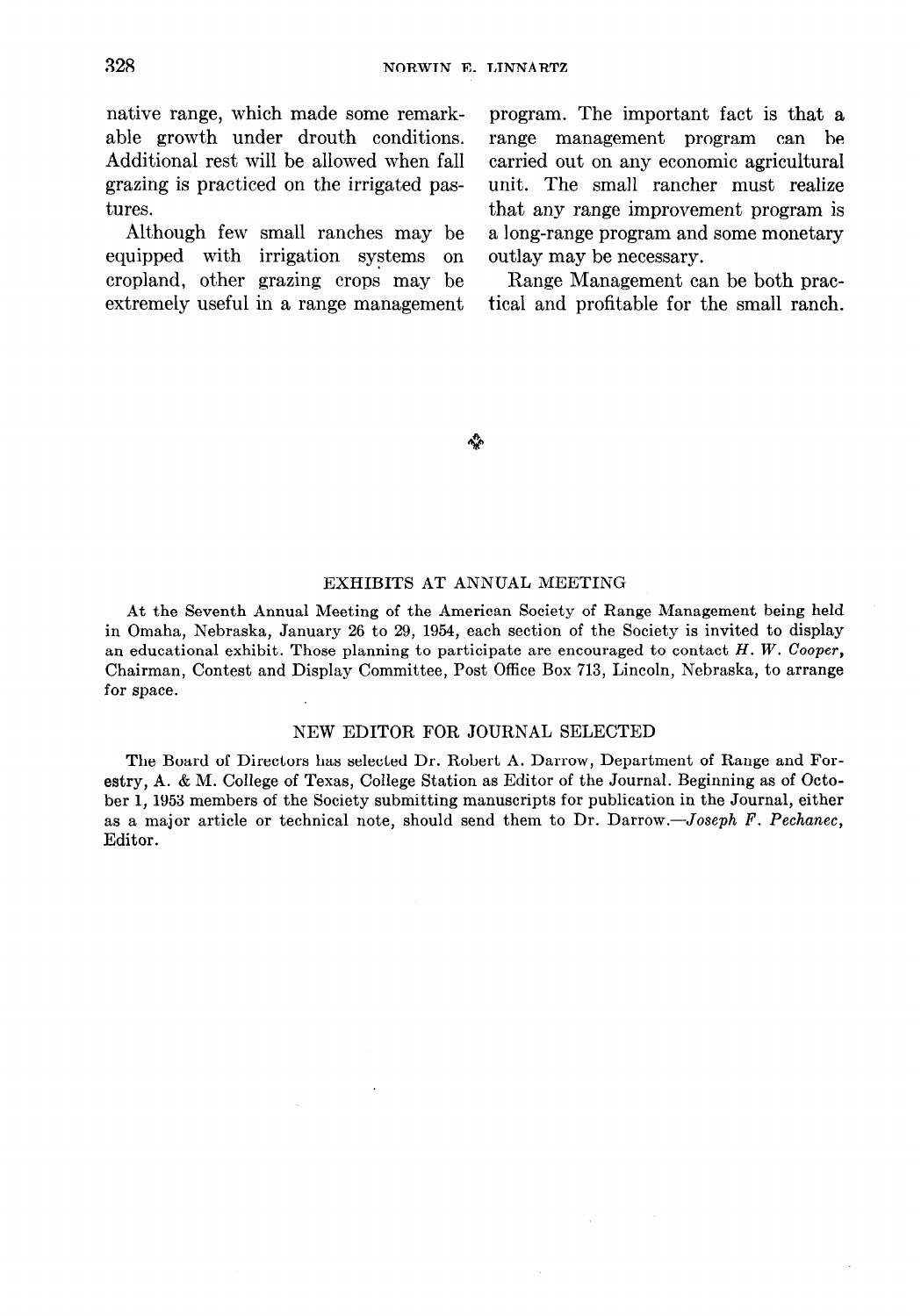native range, which made some remarkable growth under drouth conditions. Additional rest will be allowed when fall grazing is practiced on the irrigated pastures.

Although few small ranches may be equipped with irrigation systems on cropland, other grazing crops may be extremely useful in a range management program. The important fact is that a range management program can be carried out on any economic agricultural unit. The small rancher must realize that any range improvement program is a long-range program and some monetary outlay may be necessary.

Range Management can be both practical and profitable for the small ranch.

## EXHIBITS AT ANNUAL MEETING

At the Seventh Annual Meeting of the American Society of Range Management being held in Omaha, Nebraska, January 26 to 29, 1954, each section of the Society is invited to display an educational exhibit. Those planning to participate are encouraged to contact *H. W. Cooper*, Chairman, Contest and Display Committee, Post Office Box 713, Lincoln, Nebraska, to arrange for space.

## NEW EDITOR FOR JOURNAL SELECTED

The Board of Directors has selected Dr. Robert A. Darrow, Department of Range and Forestry, A. & M. College of Texas, College Station as Editor of the Journal. Beginning as of October 1, 1953 members of the Society submitting manuscripts for publication in the Journal, either as a major article or technical note, should send them to Dr. Darrow.—*Joseph F. Pechanec*, Editor.